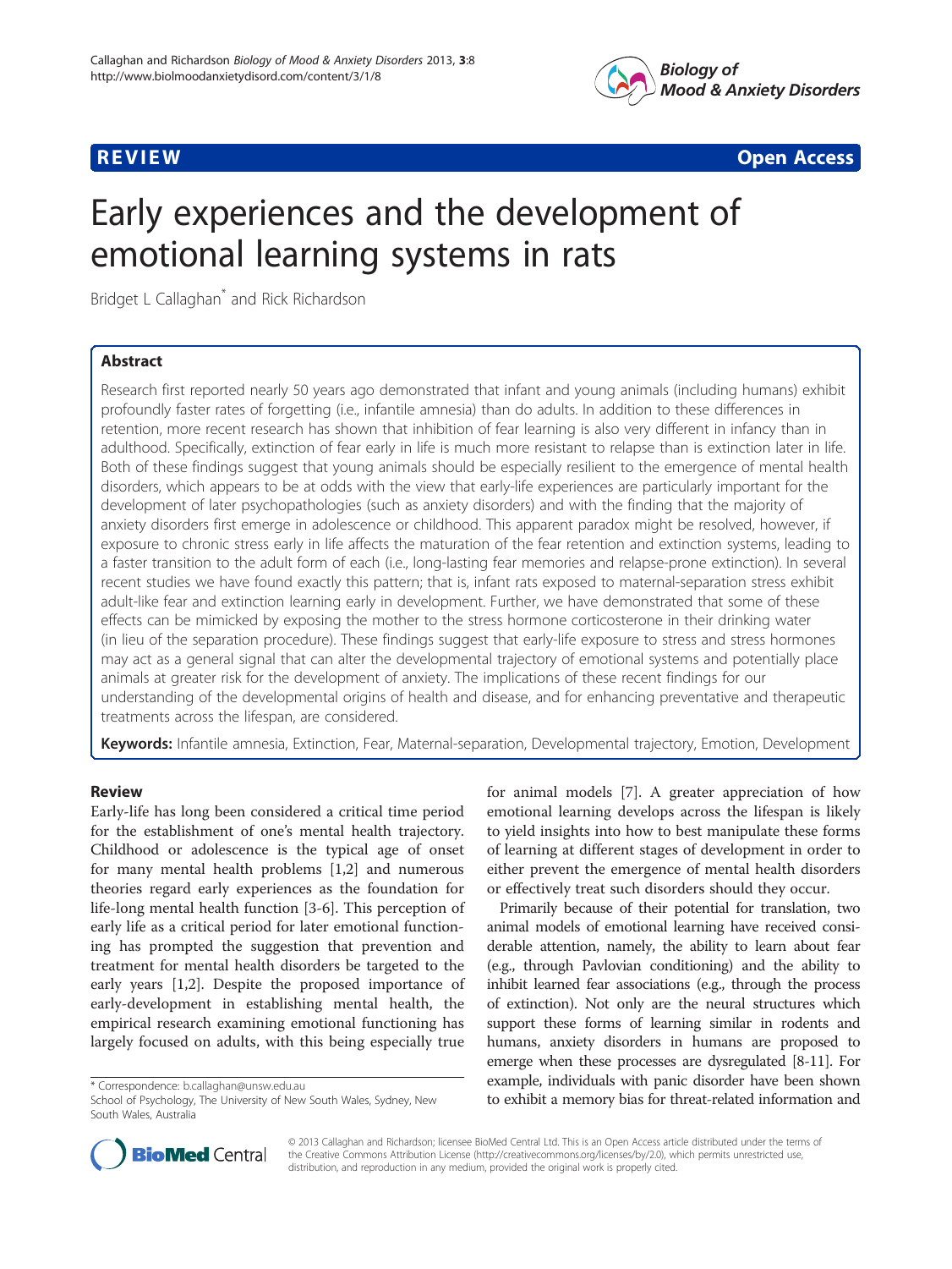**REVIEW** **Open Access**

# Early experiences and the development of emotional learning systems in rats

Bridget L Callaghan* and Rick Richardson

## Abstract

Research first reported nearly 50 years ago demonstrated that infant and young animals (including humans) exhibit profoundly faster rates of forgetting (i.e., infantile amnesia) than do adults. In addition to these differences in retention, more recent research has shown that inhibition of fear learning is also very different in infancy than in adulthood. Specifically, extinction of fear early in life is much more resistant to relapse than is extinction later in life. Both of these findings suggest that young animals should be especially resilient to the emergence of mental health disorders, which appears to be at odds with the view that early-life experiences are particularly important for the development of later psychopathologies (such as anxiety disorders) and with the finding that the majority of anxiety disorders first emerge in adolescence or childhood. This apparent paradox might be resolved, however, if exposure to chronic stress early in life affects the maturation of the fear retention and extinction systems, leading to a faster transition to the adult form of each (i.e., long-lasting fear memories and relapse-prone extinction). In several recent studies we have found exactly this pattern; that is, infant rats exposed to maternal-separation stress exhibit adult-like fear and extinction learning early in development. Further, we have demonstrated that some of these effects can be mimicked by exposing the mother to the stress hormone corticosterone in their drinking water (in lieu of the separation procedure). These findings suggest that early-life exposure to stress and stress hormones may act as a general signal that can alter the developmental trajectory of emotional systems and potentially place animals at greater risk for the development of anxiety. The implications of these recent findings for our understanding of the developmental origins of health and disease, and for enhancing preventative and therapeutic treatments across the lifespan, are considered.

**Keywords:** Infantile amnesia, Extinction, Fear, Maternal-separation, Developmental trajectory, Emotion, Development

## Review

Early-life has long been considered a critical time period for the establishment of one's mental health trajectory. Childhood or adolescence is the typical age of onset for many mental health problems [1,2] and numerous theories regard early experiences as the foundation for life-long mental health function [3-6]. This perception of early life as a critical period for later emotional functioning has prompted the suggestion that prevention and treatment for mental health disorders be targeted to the early years [1,2]. Despite the proposed importance of early-development in establishing mental health, the empirical research examining emotional functioning has largely focused on adults, with this being especially true for animal models [7]. A greater appreciation of how emotional learning develops across the lifespan is likely to yield insights into how to best manipulate these forms of learning at different stages of development in order to either prevent the emergence of mental health disorders or effectively treat such disorders should they occur.

Primarily because of their potential for translation, two animal models of emotional learning have received considerable attention, namely, the ability to learn about fear (e.g., through Pavlovian conditioning) and the ability to inhibit learned fear associations (e.g., through the process of extinction). Not only are the neural structures which support these forms of learning similar in rodents and humans, anxiety disorders in humans are proposed to emerge when these processes are dysregulated [8-11]. For example, individuals with panic disorder have been shown to exhibit a memory bias for threat-related information and

* Correspondence: b.callaghan@unsw.edu.au
School of Psychology, The University of New South Wales, Sydney, New South Wales, Australia

© 2013 Callaghan and Richardson; licensee BioMed Central Ltd. This is an Open Access article distributed under the terms of the Creative Commons Attribution License (http://creativecommons.org/licenses/by/2.0), which permits unrestricted use, distribution, and reproduction in any medium, provided the original work is properly cited.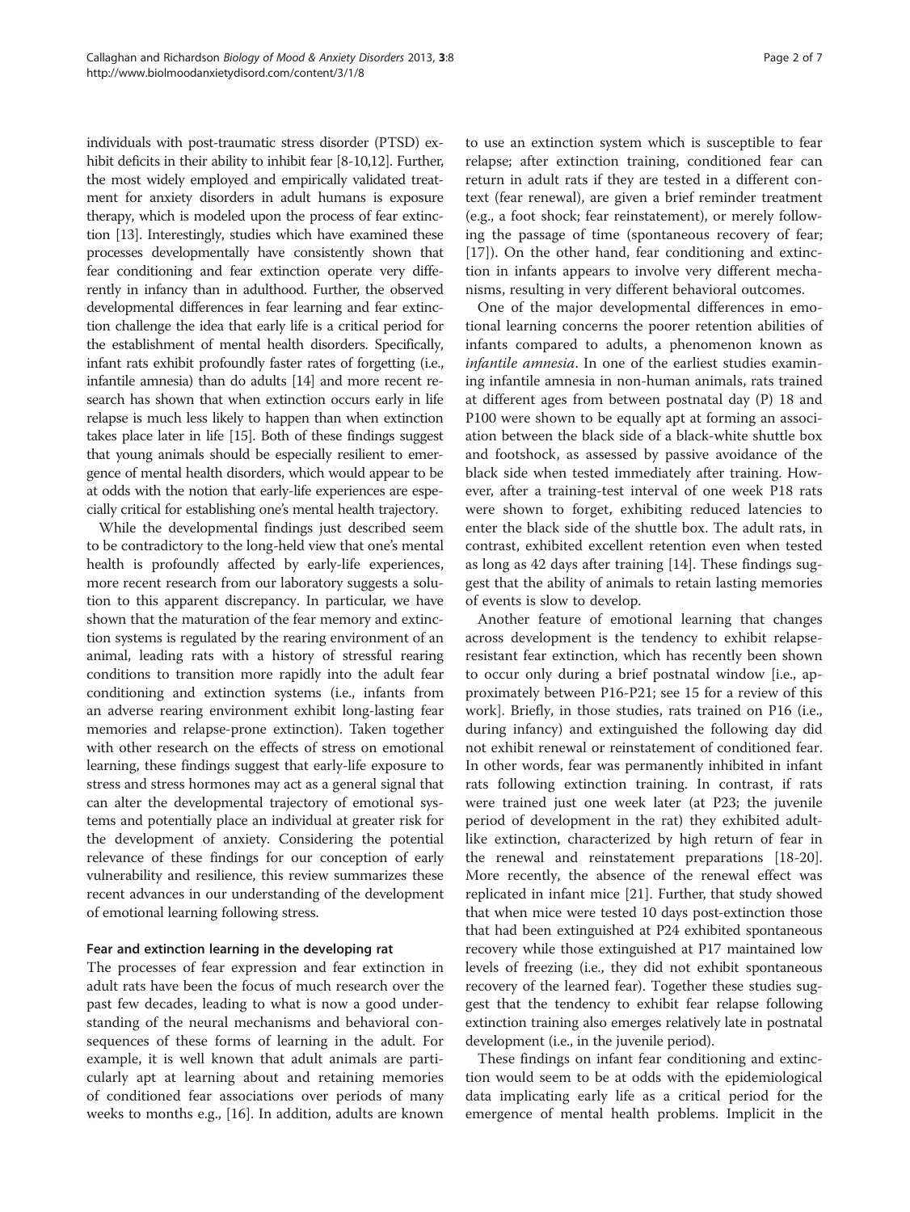individuals with post-traumatic stress disorder (PTSD) exhibit deficits in their ability to inhibit fear [8-10,12]. Further, the most widely employed and empirically validated treatment for anxiety disorders in adult humans is exposure therapy, which is modeled upon the process of fear extinction [13]. Interestingly, studies which have examined these processes developmentally have consistently shown that fear conditioning and fear extinction operate very differently in infancy than in adulthood. Further, the observed developmental differences in fear learning and fear extinction challenge the idea that early life is a critical period for the establishment of mental health disorders. Specifically, infant rats exhibit profoundly faster rates of forgetting (i.e., infantile amnesia) than do adults [14] and more recent research has shown that when extinction occurs early in life relapse is much less likely to happen than when extinction takes place later in life [15]. Both of these findings suggest that young animals should be especially resilient to emergence of mental health disorders, which would appear to be at odds with the notion that early-life experiences are especially critical for establishing one's mental health trajectory.

While the developmental findings just described seem to be contradictory to the long-held view that one's mental health is profoundly affected by early-life experiences, more recent research from our laboratory suggests a solution to this apparent discrepancy. In particular, we have shown that the maturation of the fear memory and extinction systems is regulated by the rearing environment of an animal, leading rats with a history of stressful rearing conditions to transition more rapidly into the adult fear conditioning and extinction systems (i.e., infants from an adverse rearing environment exhibit long-lasting fear memories and relapse-prone extinction). Taken together with other research on the effects of stress on emotional learning, these findings suggest that early-life exposure to stress and stress hormones may act as a general signal that can alter the developmental trajectory of emotional systems and potentially place an individual at greater risk for the development of anxiety. Considering the potential relevance of these findings for our conception of early vulnerability and resilience, this review summarizes these recent advances in our understanding of the development of emotional learning following stress.

#### Fear and extinction learning in the developing rat

The processes of fear expression and fear extinction in adult rats have been the focus of much research over the past few decades, leading to what is now a good understanding of the neural mechanisms and behavioral consequences of these forms of learning in the adult. For example, it is well known that adult animals are particularly apt at learning about and retaining memories of conditioned fear associations over periods of many weeks to months e.g., [16]. In addition, adults are known to use an extinction system which is susceptible to fear relapse; after extinction training, conditioned fear can return in adult rats if they are tested in a different context (fear renewal), are given a brief reminder treatment (e.g., a foot shock; fear reinstatement), or merely following the passage of time (spontaneous recovery of fear; [17]). On the other hand, fear conditioning and extinction in infants appears to involve very different mechanisms, resulting in very different behavioral outcomes.

One of the major developmental differences in emotional learning concerns the poorer retention abilities of infants compared to adults, a phenomenon known as *infantile amnesia*. In one of the earliest studies examining infantile amnesia in non-human animals, rats trained at different ages from between postnatal day (P) 18 and P100 were shown to be equally apt at forming an association between the black side of a black-white shuttle box and footshock, as assessed by passive avoidance of the black side when tested immediately after training. However, after a training-test interval of one week P18 rats were shown to forget, exhibiting reduced latencies to enter the black side of the shuttle box. The adult rats, in contrast, exhibited excellent retention even when tested as long as 42 days after training [14]. These findings suggest that the ability of animals to retain lasting memories of events is slow to develop.

Another feature of emotional learning that changes across development is the tendency to exhibit relapse-resistant fear extinction, which has recently been shown to occur only during a brief postnatal window [i.e., approximately between P16-P21; see 15 for a review of this work]. Briefly, in those studies, rats trained on P16 (i.e., during infancy) and extinguished the following day did not exhibit renewal or reinstatement of conditioned fear. In other words, fear was permanently inhibited in infant rats following extinction training. In contrast, if rats were trained just one week later (at P23; the juvenile period of development in the rat) they exhibited adult-like extinction, characterized by high return of fear in the renewal and reinstatement preparations [18-20]. More recently, the absence of the renewal effect was replicated in infant mice [21]. Further, that study showed that when mice were tested 10 days post-extinction those that had been extinguished at P24 exhibited spontaneous recovery while those extinguished at P17 maintained low levels of freezing (i.e., they did not exhibit spontaneous recovery of the learned fear). Together these studies suggest that the tendency to exhibit fear relapse following extinction training also emerges relatively late in postnatal development (i.e., in the juvenile period).

These findings on infant fear conditioning and extinction would seem to be at odds with the epidemiological data implicating early life as a critical period for the emergence of mental health problems. Implicit in the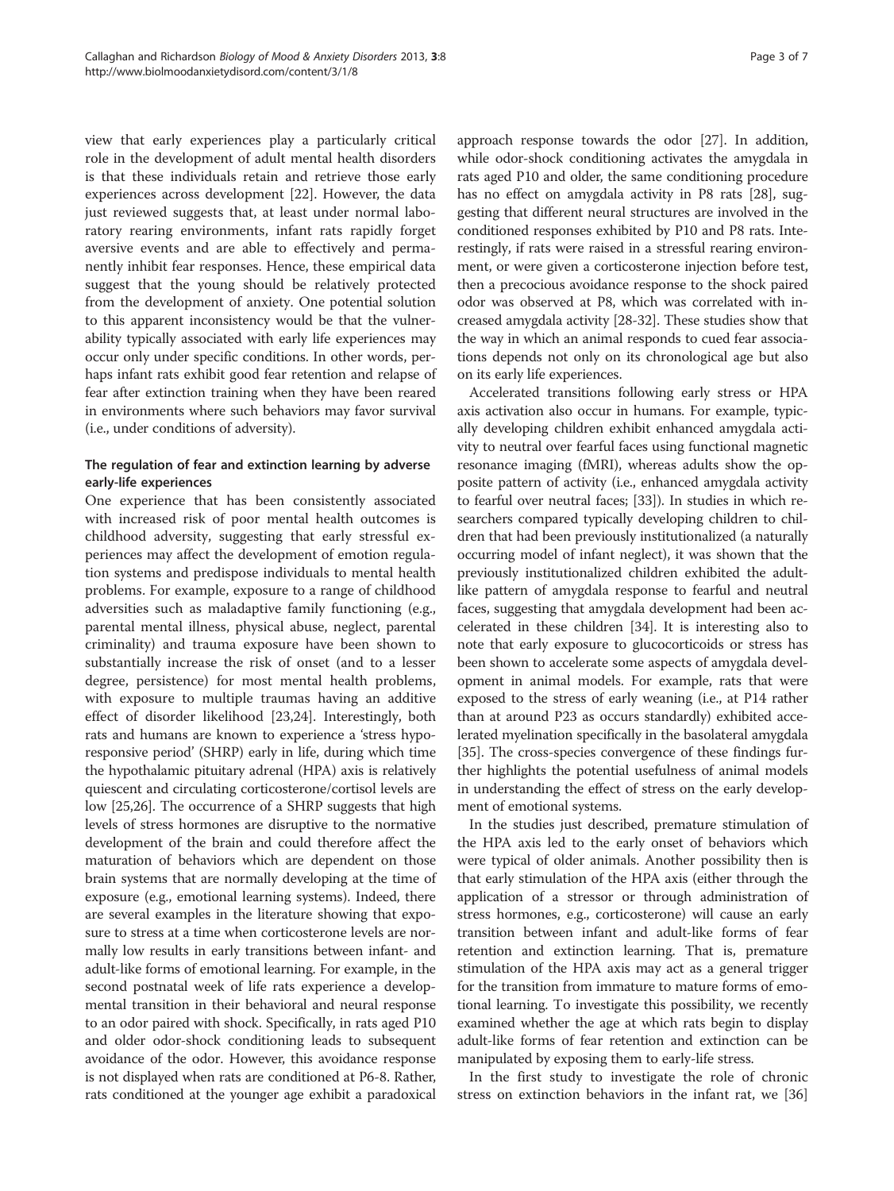view that early experiences play a particularly critical role in the development of adult mental health disorders is that these individuals retain and retrieve those early experiences across development [22]. However, the data just reviewed suggests that, at least under normal laboratory rearing environments, infant rats rapidly forget aversive events and are able to effectively and permanently inhibit fear responses. Hence, these empirical data suggest that the young should be relatively protected from the development of anxiety. One potential solution to this apparent inconsistency would be that the vulnerability typically associated with early life experiences may occur only under specific conditions. In other words, perhaps infant rats exhibit good fear retention and relapse of fear after extinction training when they have been reared in environments where such behaviors may favor survival (i.e., under conditions of adversity).

## The regulation of fear and extinction learning by adverse early-life experiences

One experience that has been consistently associated with increased risk of poor mental health outcomes is childhood adversity, suggesting that early stressful experiences may affect the development of emotion regulation systems and predispose individuals to mental health problems. For example, exposure to a range of childhood adversities such as maladaptive family functioning (e.g., parental mental illness, physical abuse, neglect, parental criminality) and trauma exposure have been shown to substantially increase the risk of onset (and to a lesser degree, persistence) for most mental health problems, with exposure to multiple traumas having an additive effect of disorder likelihood [23,24]. Interestingly, both rats and humans are known to experience a 'stress hyporesponsive period' (SHRP) early in life, during which time the hypothalamic pituitary adrenal (HPA) axis is relatively quiescent and circulating corticosterone/cortisol levels are low [25,26]. The occurrence of a SHRP suggests that high levels of stress hormones are disruptive to the normative development of the brain and could therefore affect the maturation of behaviors which are dependent on those brain systems that are normally developing at the time of exposure (e.g., emotional learning systems). Indeed, there are several examples in the literature showing that exposure to stress at a time when corticosterone levels are normally low results in early transitions between infant- and adult-like forms of emotional learning. For example, in the second postnatal week of life rats experience a developmental transition in their behavioral and neural response to an odor paired with shock. Specifically, in rats aged P10 and older odor-shock conditioning leads to subsequent avoidance of the odor. However, this avoidance response is not displayed when rats are conditioned at P6-8. Rather, rats conditioned at the younger age exhibit a paradoxical approach response towards the odor [27]. In addition, while odor-shock conditioning activates the amygdala in rats aged P10 and older, the same conditioning procedure has no effect on amygdala activity in P8 rats [28], suggesting that different neural structures are involved in the conditioned responses exhibited by P10 and P8 rats. Interestingly, if rats were raised in a stressful rearing environment, or were given a corticosterone injection before test, then a precocious avoidance response to the shock paired odor was observed at P8, which was correlated with increased amygdala activity [28-32]. These studies show that the way in which an animal responds to cued fear associations depends not only on its chronological age but also on its early life experiences.

Accelerated transitions following early stress or HPA axis activation also occur in humans. For example, typically developing children exhibit enhanced amygdala activity to neutral over fearful faces using functional magnetic resonance imaging (fMRI), whereas adults show the opposite pattern of activity (i.e., enhanced amygdala activity to fearful over neutral faces; [33]). In studies in which researchers compared typically developing children to children that had been previously institutionalized (a naturally occurring model of infant neglect), it was shown that the previously institutionalized children exhibited the adult-like pattern of amygdala response to fearful and neutral faces, suggesting that amygdala development had been accelerated in these children [34]. It is interesting also to note that early exposure to glucocorticoids or stress has been shown to accelerate some aspects of amygdala development in animal models. For example, rats that were exposed to the stress of early weaning (i.e., at P14 rather than at around P23 as occurs standardly) exhibited accelerated myelination specifically in the basolateral amygdala [35]. The cross-species convergence of these findings further highlights the potential usefulness of animal models in understanding the effect of stress on the early development of emotional systems.

In the studies just described, premature stimulation of the HPA axis led to the early onset of behaviors which were typical of older animals. Another possibility then is that early stimulation of the HPA axis (either through the application of a stressor or through administration of stress hormones, e.g., corticosterone) will cause an early transition between infant and adult-like forms of fear retention and extinction learning. That is, premature stimulation of the HPA axis may act as a general trigger for the transition from immature to mature forms of emotional learning. To investigate this possibility, we recently examined whether the age at which rats begin to display adult-like forms of fear retention and extinction can be manipulated by exposing them to early-life stress.

In the first study to investigate the role of chronic stress on extinction behaviors in the infant rat, we [36]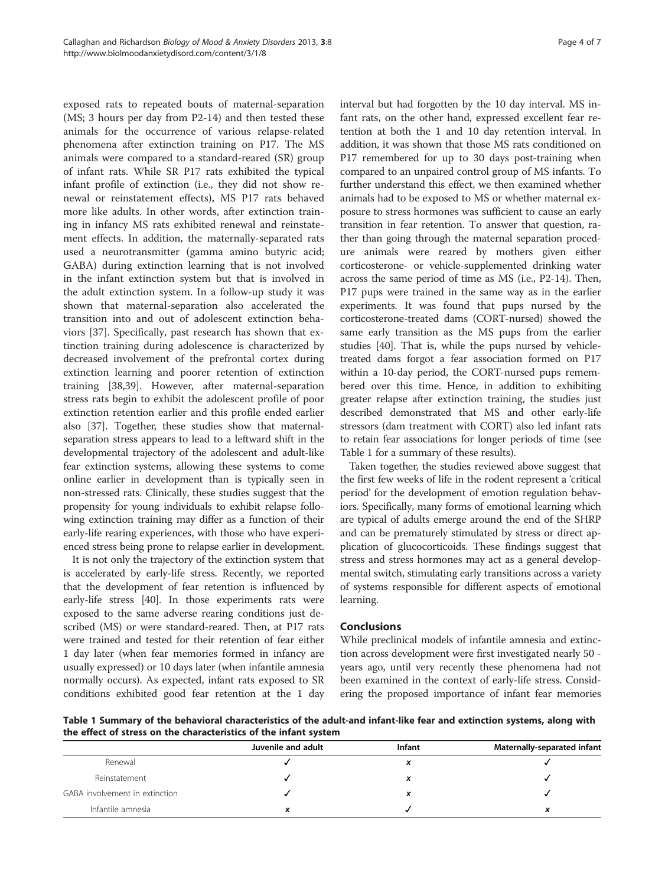exposed rats to repeated bouts of maternal-separation (MS; 3 hours per day from P2-14) and then tested these animals for the occurrence of various relapse-related phenomena after extinction training on P17. The MS animals were compared to a standard-reared (SR) group of infant rats. While SR P17 rats exhibited the typical infant profile of extinction (i.e., they did not show renewal or reinstatement effects), MS P17 rats behaved more like adults. In other words, after extinction training in infancy MS rats exhibited renewal and reinstatement effects. In addition, the maternally-separated rats used a neurotransmitter (gamma amino butyric acid; GABA) during extinction learning that is not involved in the infant extinction system but that is involved in the adult extinction system. In a follow-up study it was shown that maternal-separation also accelerated the transition into and out of adolescent extinction behaviors [37]. Specifically, past research has shown that extinction training during adolescence is characterized by decreased involvement of the prefrontal cortex during extinction learning and poorer retention of extinction training [38,39]. However, after maternal-separation stress rats begin to exhibit the adolescent profile of poor extinction retention earlier and this profile ended earlier also [37]. Together, these studies show that maternal-separation stress appears to lead to a leftward shift in the developmental trajectory of the adolescent and adult-like fear extinction systems, allowing these systems to come online earlier in development than is typically seen in non-stressed rats. Clinically, these studies suggest that the propensity for young individuals to exhibit relapse following extinction training may differ as a function of their early-life rearing experiences, with those who have experienced stress being prone to relapse earlier in development.

It is not only the trajectory of the extinction system that is accelerated by early-life stress. Recently, we reported that the development of fear retention is influenced by early-life stress [40]. In those experiments rats were exposed to the same adverse rearing conditions just described (MS) or were standard-reared. Then, at P17 rats were trained and tested for their retention of fear either 1 day later (when fear memories formed in infancy are usually expressed) or 10 days later (when infantile amnesia normally occurs). As expected, infant rats exposed to SR conditions exhibited good fear retention at the 1 day interval but had forgotten by the 10 day interval. MS infant rats, on the other hand, expressed excellent fear retention at both the 1 and 10 day retention interval. In addition, it was shown that those MS rats conditioned on P17 remembered for up to 30 days post-training when compared to an unpaired control group of MS infants. To further understand this effect, we then examined whether animals had to be exposed to MS or whether maternal exposure to stress hormones was sufficient to cause an early transition in fear retention. To answer that question, rather than going through the maternal separation procedure animals were reared by mothers given either corticosterone- or vehicle-supplemented drinking water across the same period of time as MS (i.e., P2-14). Then, P17 pups were trained in the same way as in the earlier experiments. It was found that pups nursed by the corticosterone-treated dams (CORT-nursed) showed the same early transition as the MS pups from the earlier studies [40]. That is, while the pups nursed by vehicle-treated dams forgot a fear association formed on P17 within a 10-day period, the CORT-nursed pups remembered over this time. Hence, in addition to exhibiting greater relapse after extinction training, the studies just described demonstrated that MS and other early-life stressors (dam treatment with CORT) also led infant rats to retain fear associations for longer periods of time (see Table 1 for a summary of these results).

Taken together, the studies reviewed above suggest that the first few weeks of life in the rodent represent a 'critical period' for the development of emotion regulation behaviors. Specifically, many forms of emotional learning which are typical of adults emerge around the end of the SHRP and can be prematurely stimulated by stress or direct application of glucocorticoids. These findings suggest that stress and stress hormones may act as a general developmental switch, stimulating early transitions across a variety of systems responsible for different aspects of emotional learning.

## Conclusions

While preclinical models of infantile amnesia and extinction across development were first investigated nearly 50 -years ago, until very recently these phenomena had not been examined in the context of early-life stress. Considering the proposed importance of infant fear memories

**Table 1 Summary of the behavioral characteristics of the adult-and infant-like fear and extinction systems, along with the effect of stress on the characteristics of the infant system**

| | Juvenile and adult | Infant | Maternally-separated infant |
|---|---|---|---|
| Renewal | ✓ | x | ✓ |
| Reinstatement | ✓ | x | ✓ |
| GABA involvement in extinction | ✓ | x | ✓ |
| Infantile amnesia | x | ✓ | x |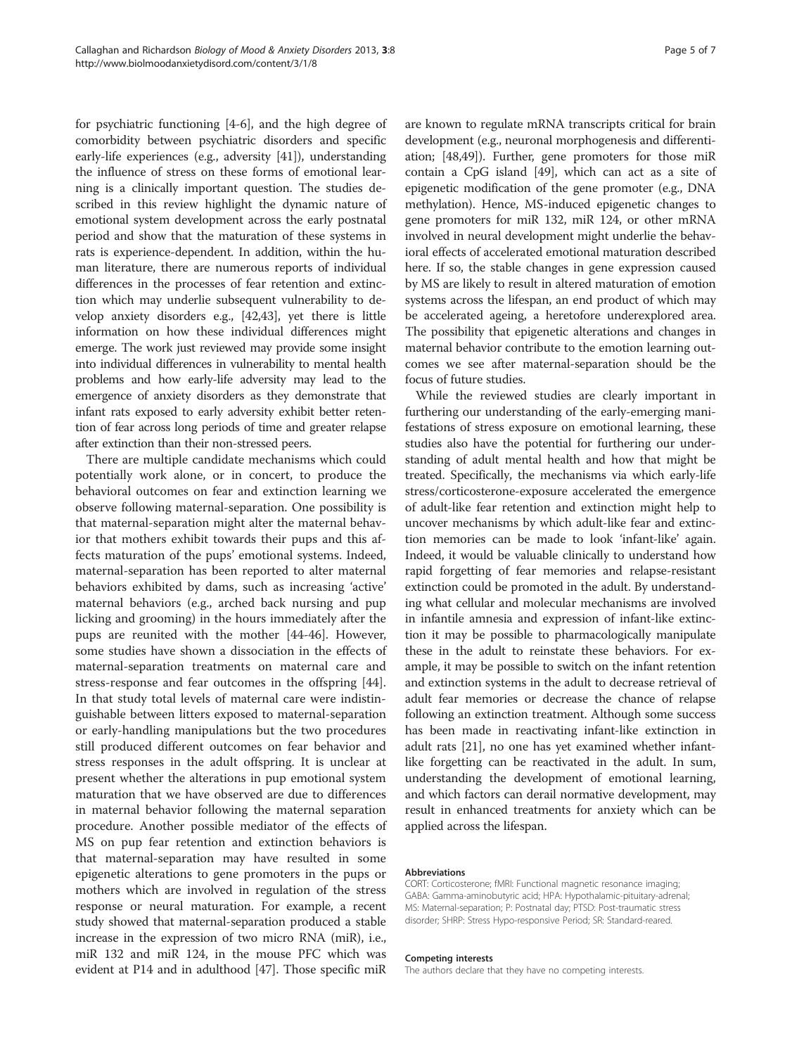for psychiatric functioning [4-6], and the high degree of comorbidity between psychiatric disorders and specific early-life experiences (e.g., adversity [41]), understanding the influence of stress on these forms of emotional learning is a clinically important question. The studies described in this review highlight the dynamic nature of emotional system development across the early postnatal period and show that the maturation of these systems in rats is experience-dependent. In addition, within the human literature, there are numerous reports of individual differences in the processes of fear retention and extinction which may underlie subsequent vulnerability to develop anxiety disorders e.g., [42,43], yet there is little information on how these individual differences might emerge. The work just reviewed may provide some insight into individual differences in vulnerability to mental health problems and how early-life adversity may lead to the emergence of anxiety disorders as they demonstrate that infant rats exposed to early adversity exhibit better retention of fear across long periods of time and greater relapse after extinction than their non-stressed peers.

There are multiple candidate mechanisms which could potentially work alone, or in concert, to produce the behavioral outcomes on fear and extinction learning we observe following maternal-separation. One possibility is that maternal-separation might alter the maternal behavior that mothers exhibit towards their pups and this affects maturation of the pups' emotional systems. Indeed, maternal-separation has been reported to alter maternal behaviors exhibited by dams, such as increasing 'active' maternal behaviors (e.g., arched back nursing and pup licking and grooming) in the hours immediately after the pups are reunited with the mother [44-46]. However, some studies have shown a dissociation in the effects of maternal-separation treatments on maternal care and stress-response and fear outcomes in the offspring [44]. In that study total levels of maternal care were indistinguishable between litters exposed to maternal-separation or early-handling manipulations but the two procedures still produced different outcomes on fear behavior and stress responses in the adult offspring. It is unclear at present whether the alterations in pup emotional system maturation that we have observed are due to differences in maternal behavior following the maternal separation procedure. Another possible mediator of the effects of MS on pup fear retention and extinction behaviors is that maternal-separation may have resulted in some epigenetic alterations to gene promoters in the pups or mothers which are involved in regulation of the stress response or neural maturation. For example, a recent study showed that maternal-separation produced a stable increase in the expression of two micro RNA (miR), i.e., miR 132 and miR 124, in the mouse PFC which was evident at P14 and in adulthood [47]. Those specific miR are known to regulate mRNA transcripts critical for brain development (e.g., neuronal morphogenesis and differentiation; [48,49]). Further, gene promoters for those miR contain a CpG island [49], which can act as a site of epigenetic modification of the gene promoter (e.g., DNA methylation). Hence, MS-induced epigenetic changes to gene promoters for miR 132, miR 124, or other mRNA involved in neural development might underlie the behavioral effects of accelerated emotional maturation described here. If so, the stable changes in gene expression caused by MS are likely to result in altered maturation of emotion systems across the lifespan, an end product of which may be accelerated ageing, a heretofore underexplored area. The possibility that epigenetic alterations and changes in maternal behavior contribute to the emotion learning outcomes we see after maternal-separation should be the focus of future studies.

While the reviewed studies are clearly important in furthering our understanding of the early-emerging manifestations of stress exposure on emotional learning, these studies also have the potential for furthering our understanding of adult mental health and how that might be treated. Specifically, the mechanisms via which early-life stress/corticosterone-exposure accelerated the emergence of adult-like fear retention and extinction might help to uncover mechanisms by which adult-like fear and extinction memories can be made to look 'infant-like' again. Indeed, it would be valuable clinically to understand how rapid forgetting of fear memories and relapse-resistant extinction could be promoted in the adult. By understanding what cellular and molecular mechanisms are involved in infantile amnesia and expression of infant-like extinction it may be possible to pharmacologically manipulate these in the adult to reinstate these behaviors. For example, it may be possible to switch on the infant retention and extinction systems in the adult to decrease retrieval of adult fear memories or decrease the chance of relapse following an extinction treatment. Although some success has been made in reactivating infant-like extinction in adult rats [21], no one has yet examined whether infant-like forgetting can be reactivated in the adult. In sum, understanding the development of emotional learning, and which factors can derail normative development, may result in enhanced treatments for anxiety which can be applied across the lifespan.

#### Abbreviations

CORT: Corticosterone; fMRI: Functional magnetic resonance imaging; GABA: Gamma-aminobutyric acid; HPA: Hypothalamic-pituitary-adrenal; MS: Maternal-separation; P: Postnatal day; PTSD: Post-traumatic stress disorder; SHRP: Stress Hypo-responsive Period; SR: Standard-reared.

#### Competing interests

The authors declare that they have no competing interests.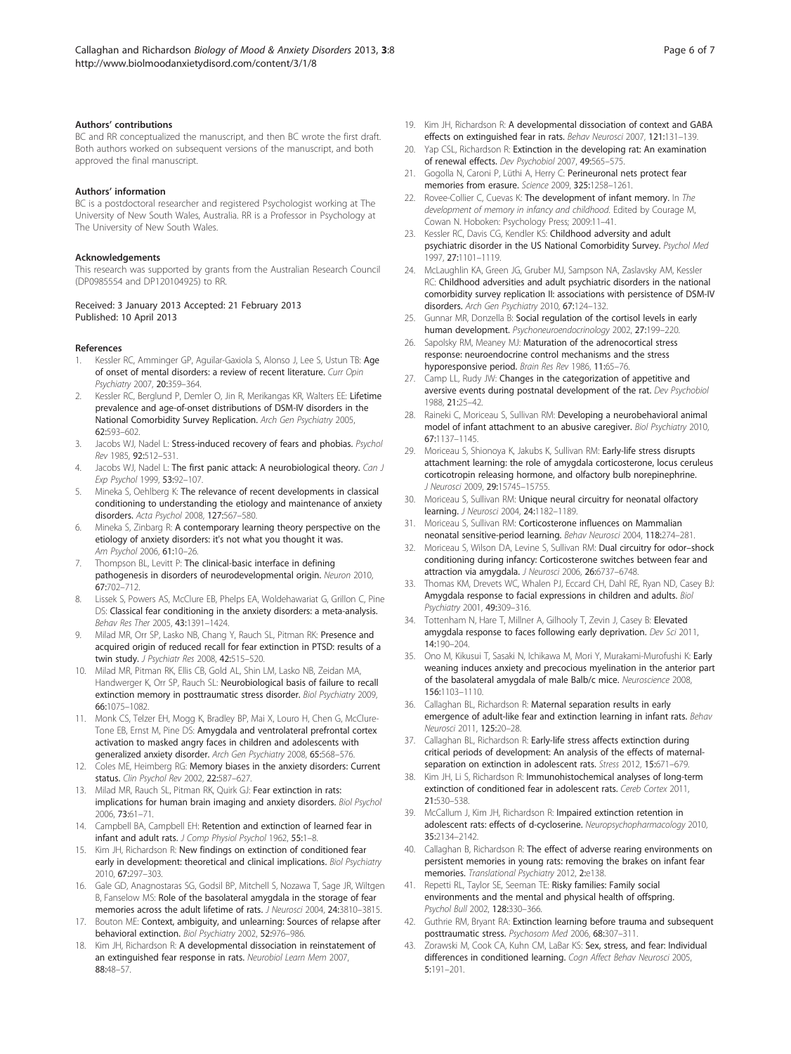### Authors' contributions

BC and RR conceptualized the manuscript, and then BC wrote the first draft. Both authors worked on subsequent versions of the manuscript, and both approved the final manuscript.

### Authors' information

BC is a postdoctoral researcher and registered Psychologist working at The University of New South Wales, Australia. RR is a Professor in Psychology at The University of New South Wales.

### Acknowledgements

This research was supported by grants from the Australian Research Council (DP0985554 and DP120104925) to RR.

Received: 3 January 2013 Accepted: 21 February 2013
Published: 10 April 2013

### References

1. Kessler RC, Amminger GP, Aguilar-Gaxiola S, Alonso J, Lee S, Ustun TB: **Age of onset of mental disorders: a review of recent literature.** *Curr Opin Psychiatry* 2007, **20:**359–364.
2. Kessler RC, Berglund P, Demler O, Jin R, Merikangas KR, Walters EE: **Lifetime prevalence and age-of-onset distributions of DSM-IV disorders in the National Comorbidity Survey Replication.** *Arch Gen Psychiatry* 2005, **62:**593–602.
3. Jacobs WJ, Nadel L: **Stress-induced recovery of fears and phobias.** *Psychol Rev* 1985, **92:**512–531.
4. Jacobs WJ, Nadel L: **The first panic attack: A neurobiological theory.** *Can J Exp Psychol* 1999, **53:**92–107.
5. Mineka S, Oehlberg K: **The relevance of recent developments in classical conditioning to understanding the etiology and maintenance of anxiety disorders.** *Acta Psychol* 2008, **127:**567–580.
6. Mineka S, Zinbarg R: **A contemporary learning theory perspective on the etiology of anxiety disorders: it's not what you thought it was.** *Am Psychol* 2006, **61:**10–26.
7. Thompson BL, Levitt P: **The clinical-basic interface in defining pathogenesis in disorders of neurodevelopmental origin.** *Neuron* 2010, **67:**702–712.
8. Lissek S, Powers AS, McClure EB, Phelps EA, Woldehawariat G, Grillon C, Pine DS: **Classical fear conditioning in the anxiety disorders: a meta-analysis.** *Behav Res Ther* 2005, **43:**1391–1424.
9. Milad MR, Orr SP, Lasko NB, Chang Y, Rauch SL, Pitman RK: **Presence and acquired origin of reduced recall for fear extinction in PTSD: results of a twin study.** *J Psychiatr Res* 2008, **42:**515–520.
10. Milad MR, Pitman RK, Ellis CB, Gold AL, Shin LM, Lasko NB, Zeidan MA, Handwerger K, Orr SP, Rauch SL: **Neurobiological basis of failure to recall extinction memory in posttraumatic stress disorder.** *Biol Psychiatry* 2009, **66:**1075–1082.
11. Monk CS, Telzer EH, Mogg K, Bradley BP, Mai X, Louro H, Chen G, McClure-Tone EB, Ernst M, Pine DS: **Amygdala and ventrolateral prefrontal cortex activation to masked angry faces in children and adolescents with generalized anxiety disorder.** *Arch Gen Psychiatry* 2008, **65:**568–576.
12. Coles ME, Heimberg RG: **Memory biases in the anxiety disorders: Current status.** *Clin Psychol Rev* 2002, **22:**587–627.
13. Milad MR, Rauch SL, Pitman RK, Quirk GJ: **Fear extinction in rats: implications for human brain imaging and anxiety disorders.** *Biol Psychol* 2006, **73:**61–71.
14. Campbell BA, Campbell EH: **Retention and extinction of learned fear in infant and adult rats.** *J Comp Physiol Psychol* 1962, **55:**1–8.
15. Kim JH, Richardson R: **New findings on extinction of conditioned fear early in development: theoretical and clinical implications.** *Biol Psychiatry* 2010, **67:**297–303.
16. Gale GD, Anagnostaras SG, Godsil BP, Mitchell S, Nozawa T, Sage JR, Wiltgen B, Fanselow MS: **Role of the basolateral amygdala in the storage of fear memories across the adult lifetime of rats.** *J Neurosci* 2004, **24:**3810–3815.
17. Bouton ME: **Context, ambiguity, and unlearning: Sources of relapse after behavioral extinction.** *Biol Psychiatry* 2002, **52:**976–986.
18. Kim JH, Richardson R: **A developmental dissociation in reinstatement of an extinguished fear response in rats.** *Neurobiol Learn Mem* 2007, **88:**48–57.
19. Kim JH, Richardson R: **A developmental dissociation of context and GABA effects on extinguished fear in rats.** *Behav Neurosci* 2007, **121:**131–139.
20. Yap CSL, Richardson R: **Extinction in the developing rat: An examination of renewal effects.** *Dev Psychobiol* 2007, **49:**565–575.
21. Gogolla N, Caroni P, Lüthi A, Herry C: **Perineuronal nets protect fear memories from erasure.** *Science* 2009, **325:**1258–1261.
22. Rovee-Collier C, Cuevas K: **The development of infant memory.** In *The development of memory in infancy and childhood.* Edited by Courage M, Cowan N. Hoboken: Psychology Press; 2009:11–41.
23. Kessler RC, Davis CG, Kendler KS: **Childhood adversity and adult psychiatric disorder in the US National Comorbidity Survey.** *Psychol Med* 1997, **27:**1101–1119.
24. McLaughlin KA, Green JG, Gruber MJ, Sampson NA, Zaslavsky AM, Kessler RC: **Childhood adversities and adult psychiatric disorders in the national comorbidity survey replication II: associations with persistence of DSM-IV disorders.** *Arch Gen Psychiatry* 2010, **67:**124–132.
25. Gunnar MR, Donzella B: **Social regulation of the cortisol levels in early human development.** *Psychoneuroendocrinology* 2002, **27:**199–220.
26. Sapolsky RM, Meaney MJ: **Maturation of the adrenocortical stress response: neuroendocrine control mechanisms and the stress hyporesponsive period.** *Brain Res Rev* 1986, **11:**65–76.
27. Camp LL, Rudy JW: **Changes in the categorization of appetitive and aversive events during postnatal development of the rat.** *Dev Psychobiol* 1988, **21:**25–42.
28. Raineki C, Moriceau S, Sullivan RM: **Developing a neurobehavioral animal model of infant attachment to an abusive caregiver.** *Biol Psychiatry* 2010, **67:**1137–1145.
29. Moriceau S, Shionoya K, Jakubs K, Sullivan RM: **Early-life stress disrupts attachment learning: the role of amygdala corticosterone, locus ceruleus corticotropin releasing hormone, and olfactory bulb norepinephrine.** *J Neurosci* 2009, **29:**15745–15755.
30. Moriceau S, Sullivan RM: **Unique neural circuitry for neonatal olfactory learning.** *J Neurosci* 2004, **24:**1182–1189.
31. Moriceau S, Sullivan RM: **Corticosterone influences on Mammalian neonatal sensitive-period learning.** *Behav Neurosci* 2004, **118:**274–281.
32. Moriceau S, Wilson DA, Levine S, Sullivan RM: **Dual circuitry for odor–shock conditioning during infancy: Corticosterone switches between fear and attraction via amygdala.** *J Neurosci* 2006, **26:**6737–6748.
33. Thomas KM, Drevets WC, Whalen PJ, Eccard CH, Dahl RE, Ryan ND, Casey BJ: **Amygdala response to facial expressions in children and adults.** *Biol Psychiatry* 2001, **49:**309–316.
34. Tottenham N, Hare T, Millner A, Gilhooly T, Zevin J, Casey B: **Elevated amygdala response to faces following early deprivation.** *Dev Sci* 2011, **14:**190–204.
35. Ono M, Kikusui T, Sasaki N, Ichikawa M, Mori Y, Murakami-Murofushi K: **Early weaning induces anxiety and precocious myelination in the anterior part of the basolateral amygdala of male Balb/c mice.** *Neuroscience* 2008, **156:**1103–1110.
36. Callaghan BL, Richardson R: **Maternal separation results in early emergence of adult-like fear and extinction learning in infant rats.** *Behav Neurosci* 2011, **125:**20–28.
37. Callaghan BL, Richardson R: **Early-life stress affects extinction during critical periods of development: An analysis of the effects of maternal-separation on extinction in adolescent rats.** *Stress* 2012, **15:**671–679.
38. Kim JH, Li S, Richardson R: **Immunohistochemical analyses of long-term extinction of conditioned fear in adolescent rats.** *Cereb Cortex* 2011, **21:**530–538.
39. McCallum J, Kim JH, Richardson R: **Impaired extinction retention in adolescent rats: effects of d-cycloserine.** *Neuropsychopharmacology* 2010, **35:**2134–2142.
40. Callaghan B, Richardson R: **The effect of adverse rearing environments on persistent memories in young rats: removing the brakes on infant fear memories.** *Translational Psychiatry* 2012, **2:**e138.
41. Repetti RL, Taylor SE, Seeman TE: **Risky families: Family social environments and the mental and physical health of offspring.** *Psychol Bull* 2002, **128:**330–366.
42. Guthrie RM, Bryant RA: **Extinction learning before trauma and subsequent posttraumatic stress.** *Psychosom Med* 2006, **68:**307–311.
43. Zorawski M, Cook CA, Kuhn CM, LaBar KS: **Sex, stress, and fear: Individual differences in conditioned learning.** *Cogn Affect Behav Neurosci* 2005, **5:**191–201.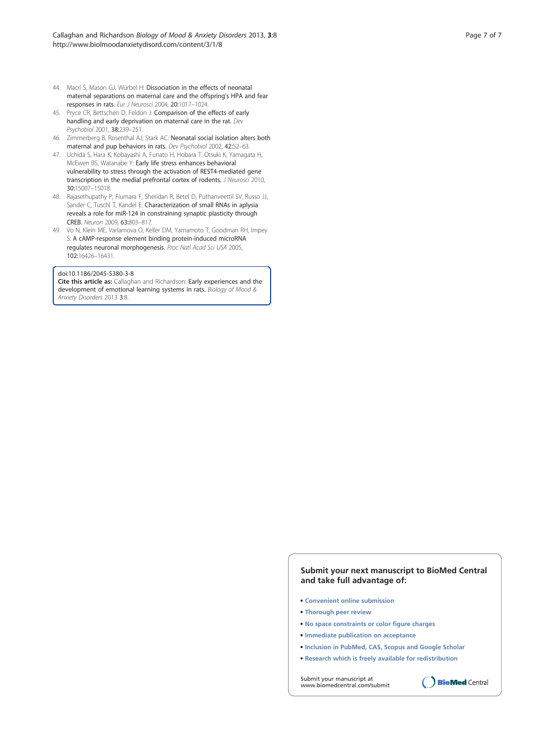44. Macrí S, Mason GJ, Würbel H: **Dissociation in the effects of neonatal maternal separations on maternal care and the offspring's HPA and fear responses in rats.** *Eur J Neurosci* 2004, **20:**1017–1024.
45. Pryce CR, Bettschen D, Feldon J: **Comparison of the effects of early handling and early deprivation on maternal care in the rat.** *Dev Psychobiol* 2001, **38:**239–251.
46. Zimmerberg B, Rosenthal AJ, Stark AC: **Neonatal social isolation alters both maternal and pup behaviors in rats.** *Dev Psychobiol* 2002, **42:**52–63.
47. Uchida S, Hara K, Kobayashi A, Funato H, Hobara T, Otsuki K, Yamagata H, McEwen BS, Watanabe Y: **Early life stress enhances behavioral vulnerability to stress through the activation of REST4-mediated gene transcription in the medial prefrontal cortex of rodents.** *J Neurosci* 2010, **30:**15007–15018.
48. Rajasethupathy P, Fiumara F, Sheridan R, Betel D, Puthanveettil SV, Russo JJ, Sander C, Tuschl T, Kandel E: **Characterization of small RNAs in aplysia reveals a role for miR-124 in constraining synaptic plasticity through CREB.** *Neuron* 2009, **63:**803–817.
49. Vo N, Klein ME, Varlamova O, Keller DM, Yamamoto T, Goodman RH, Impey S: **A cAMP-response element binding protein-induced microRNA regulates neuronal morphogenesis.** *Proc Natl Acad Sci USA* 2005, **102:**16426–16431.

doi:10.1186/2045-5380-3-8

**Cite this article as:** Callaghan and Richardson: **Early experiences and the development of emotional learning systems in rats.** *Biology of Mood & Anxiety Disorders* 2013 **3**:8.

**Submit your next manuscript to BioMed Central and take full advantage of:**

- **Convenient online submission**
- **Thorough peer review**
- **No space constraints or color figure charges**
- **Immediate publication on acceptance**
- **Inclusion in PubMed, CAS, Scopus and Google Scholar**
- **Research which is freely available for redistribution**

Submit your manuscript at
www.biomedcentral.com/submit

BioMed Central